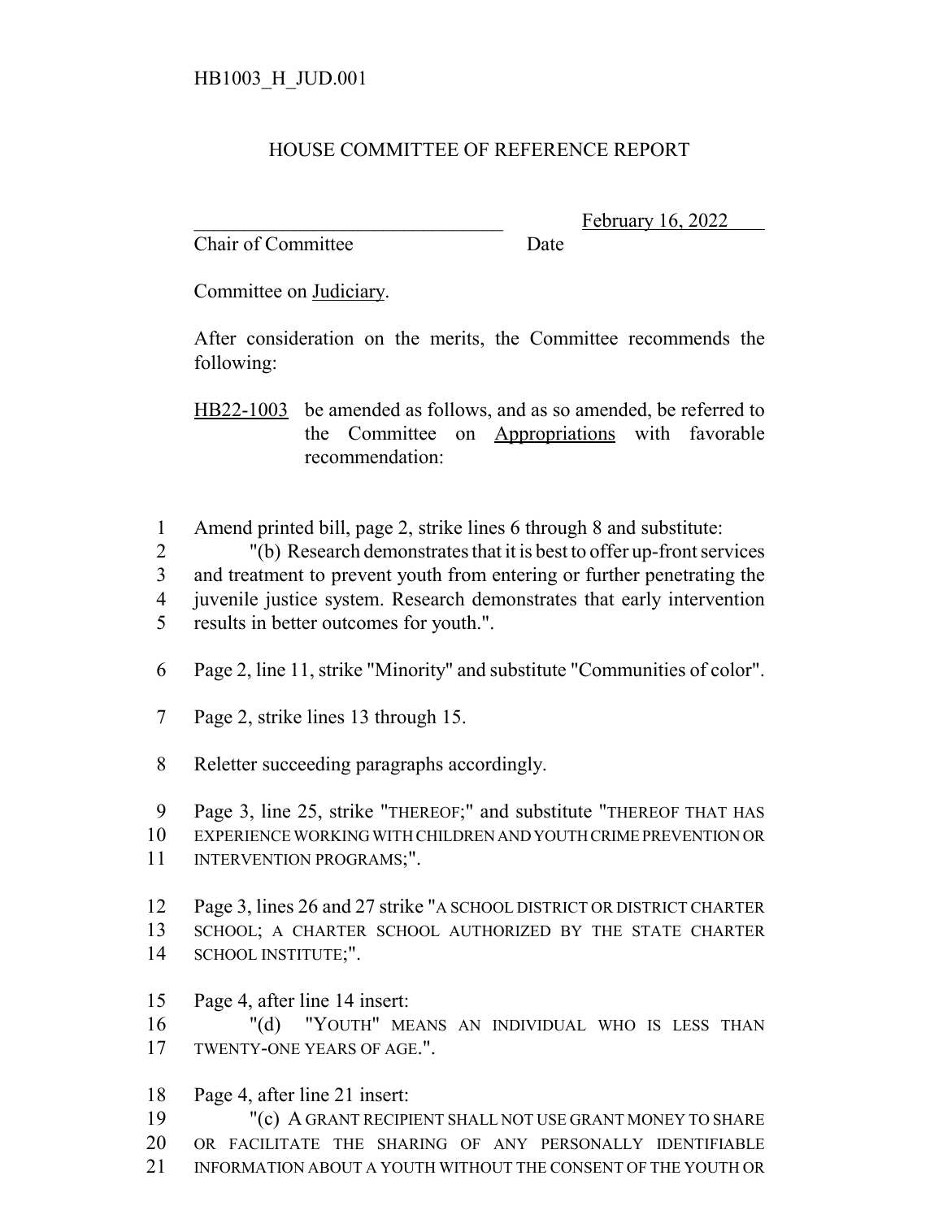HB1003_H_JUD.001

# HOUSE COMMITTEE OF REFERENCE REPORT

________________________________ February 16, 2022
Chair of Committee Date

Committee on Judiciary.

After consideration on the merits, the Committee recommends the following:

HB22-1003 be amended as follows, and as so amended, be referred to the Committee on Appropriations with favorable recommendation:

1 Amend printed bill, page 2, strike lines 6 through 8 and substitute:
2 "(b) Research demonstrates that it is best to offer up-front services
3 and treatment to prevent youth from entering or further penetrating the
4 juvenile justice system. Research demonstrates that early intervention
5 results in better outcomes for youth.".

6 Page 2, line 11, strike "Minority" and substitute "Communities of color".

7 Page 2, strike lines 13 through 15.

8 Reletter succeeding paragraphs accordingly.

9 Page 3, line 25, strike "THEREOF;" and substitute "THEREOF THAT HAS
10 EXPERIENCE WORKING WITH CHILDREN AND YOUTH CRIME PREVENTION OR
11 INTERVENTION PROGRAMS;".

12 Page 3, lines 26 and 27 strike "A SCHOOL DISTRICT OR DISTRICT CHARTER
13 SCHOOL; A CHARTER SCHOOL AUTHORIZED BY THE STATE CHARTER
14 SCHOOL INSTITUTE;".

15 Page 4, after line 14 insert:
16 "(d) "YOUTH" MEANS AN INDIVIDUAL WHO IS LESS THAN
17 TWENTY-ONE YEARS OF AGE.".

18 Page 4, after line 21 insert:
19 "(c) A GRANT RECIPIENT SHALL NOT USE GRANT MONEY TO SHARE
20 OR FACILITATE THE SHARING OF ANY PERSONALLY IDENTIFIABLE
21 INFORMATION ABOUT A YOUTH WITHOUT THE CONSENT OF THE YOUTH OR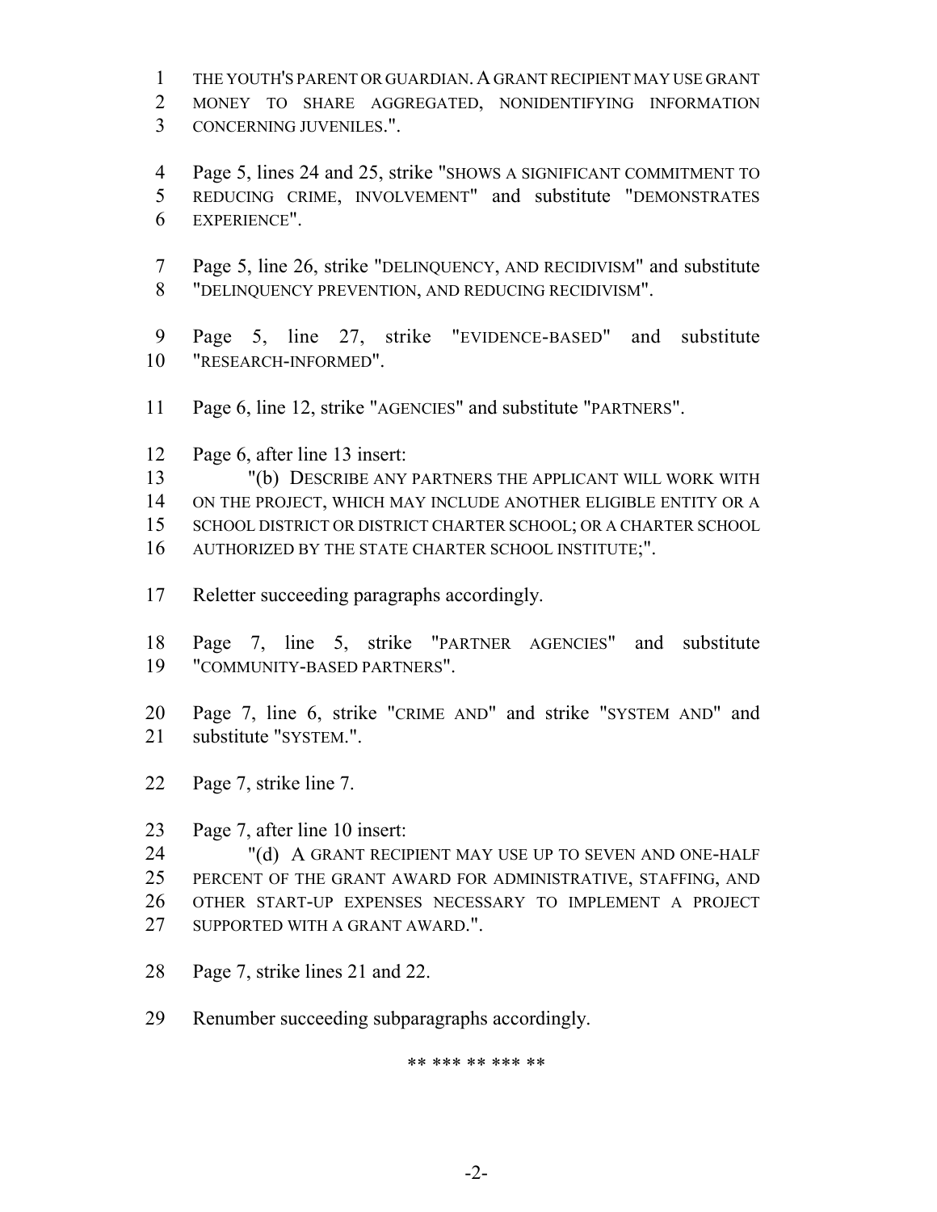THE YOUTH'S PARENT OR GUARDIAN. A GRANT RECIPIENT MAY USE GRANT MONEY TO SHARE AGGREGATED, NONIDENTIFYING INFORMATION CONCERNING JUVENILES.".

Page 5, lines 24 and 25, strike "SHOWS A SIGNIFICANT COMMITMENT TO REDUCING CRIME, INVOLVEMENT" and substitute "DEMONSTRATES EXPERIENCE".

Page 5, line 26, strike "DELINQUENCY, AND RECIDIVISM" and substitute "DELINQUENCY PREVENTION, AND REDUCING RECIDIVISM".

Page 5, line 27, strike "EVIDENCE-BASED" and substitute "RESEARCH-INFORMED".

Page 6, line 12, strike "AGENCIES" and substitute "PARTNERS".

Page 6, after line 13 insert:

"(b) DESCRIBE ANY PARTNERS THE APPLICANT WILL WORK WITH ON THE PROJECT, WHICH MAY INCLUDE ANOTHER ELIGIBLE ENTITY OR A SCHOOL DISTRICT OR DISTRICT CHARTER SCHOOL; OR A CHARTER SCHOOL AUTHORIZED BY THE STATE CHARTER SCHOOL INSTITUTE;".

Reletter succeeding paragraphs accordingly.

Page 7, line 5, strike "PARTNER AGENCIES" and substitute "COMMUNITY-BASED PARTNERS".

Page 7, line 6, strike "CRIME AND" and strike "SYSTEM AND" and substitute "SYSTEM.".

Page 7, strike line 7.

Page 7, after line 10 insert:

"(d) A GRANT RECIPIENT MAY USE UP TO SEVEN AND ONE-HALF PERCENT OF THE GRANT AWARD FOR ADMINISTRATIVE, STAFFING, AND OTHER START-UP EXPENSES NECESSARY TO IMPLEMENT A PROJECT SUPPORTED WITH A GRANT AWARD.".

Page 7, strike lines 21 and 22.

Renumber succeeding subparagraphs accordingly.

** *** ** *** **